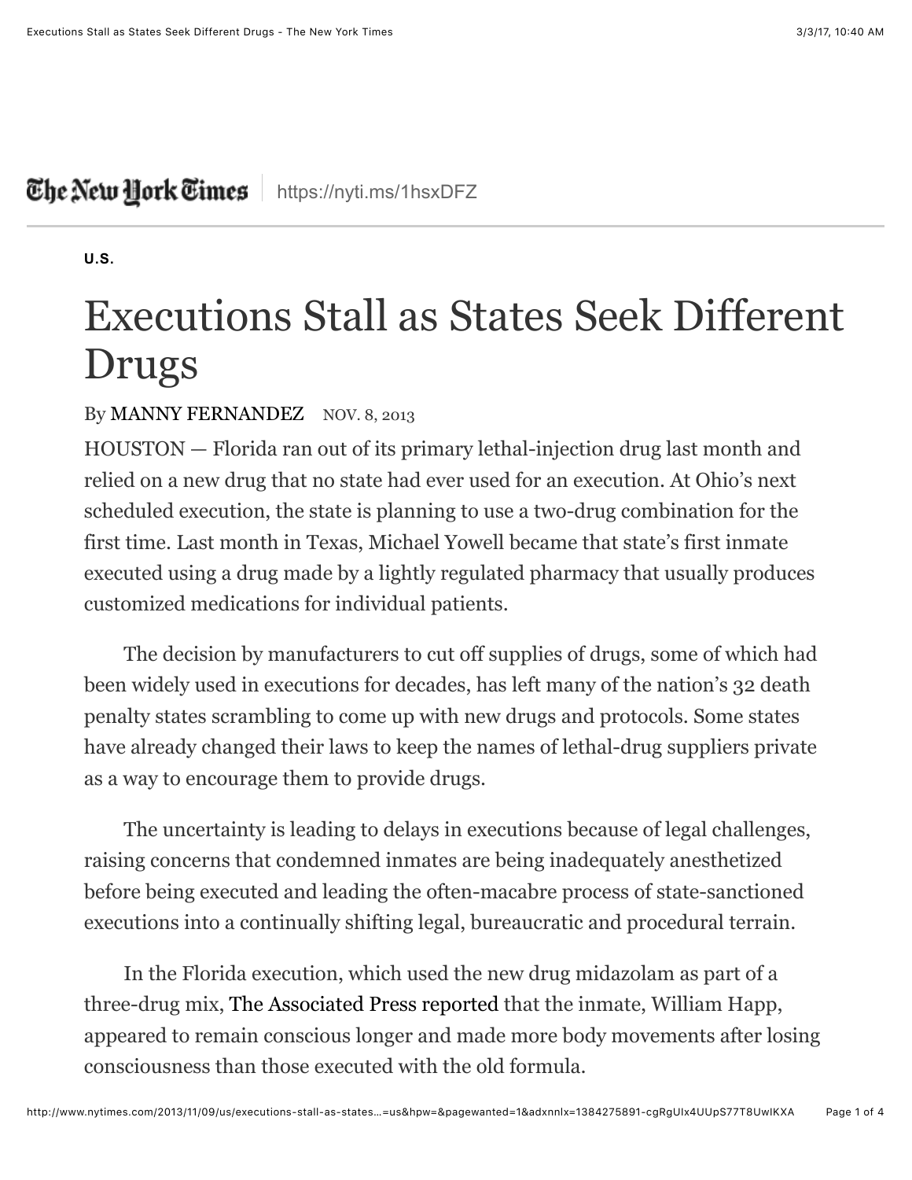U.S.

# Executions Stall as States Seek Different Drugs

By MANNY FERNANDEZ NOV. 8, 2013

HOUSTON — Florida ran out of its primary lethal-injection drug last month and relied on a new drug that no state had ever used for an execution. At Ohio's next scheduled execution, the state is planning to use a two-drug combination for the first time. Last month in Texas, Michael Yowell became that state's first inmate executed using a drug made by a lightly regulated pharmacy that usually produces customized medications for individual patients.

The decision by manufacturers to cut off supplies of drugs, some of which had been widely used in executions for decades, has left many of the nation's 32 death penalty states scrambling to come up with new drugs and protocols. Some states have already changed their laws to keep the names of lethal-drug suppliers private as a way to encourage them to provide drugs.

The uncertainty is leading to delays in executions because of legal challenges, raising concerns that condemned inmates are being inadequately anesthetized before being executed and leading the often-macabre process of state-sanctioned executions into a continually shifting legal, bureaucratic and procedural terrain.

In the Florida execution, which used the new drug midazolam as part of a three-drug mix, The Associated Press reported that the inmate, William Happ, appeared to remain conscious longer and made more body movements after losing consciousness than those executed with the old formula.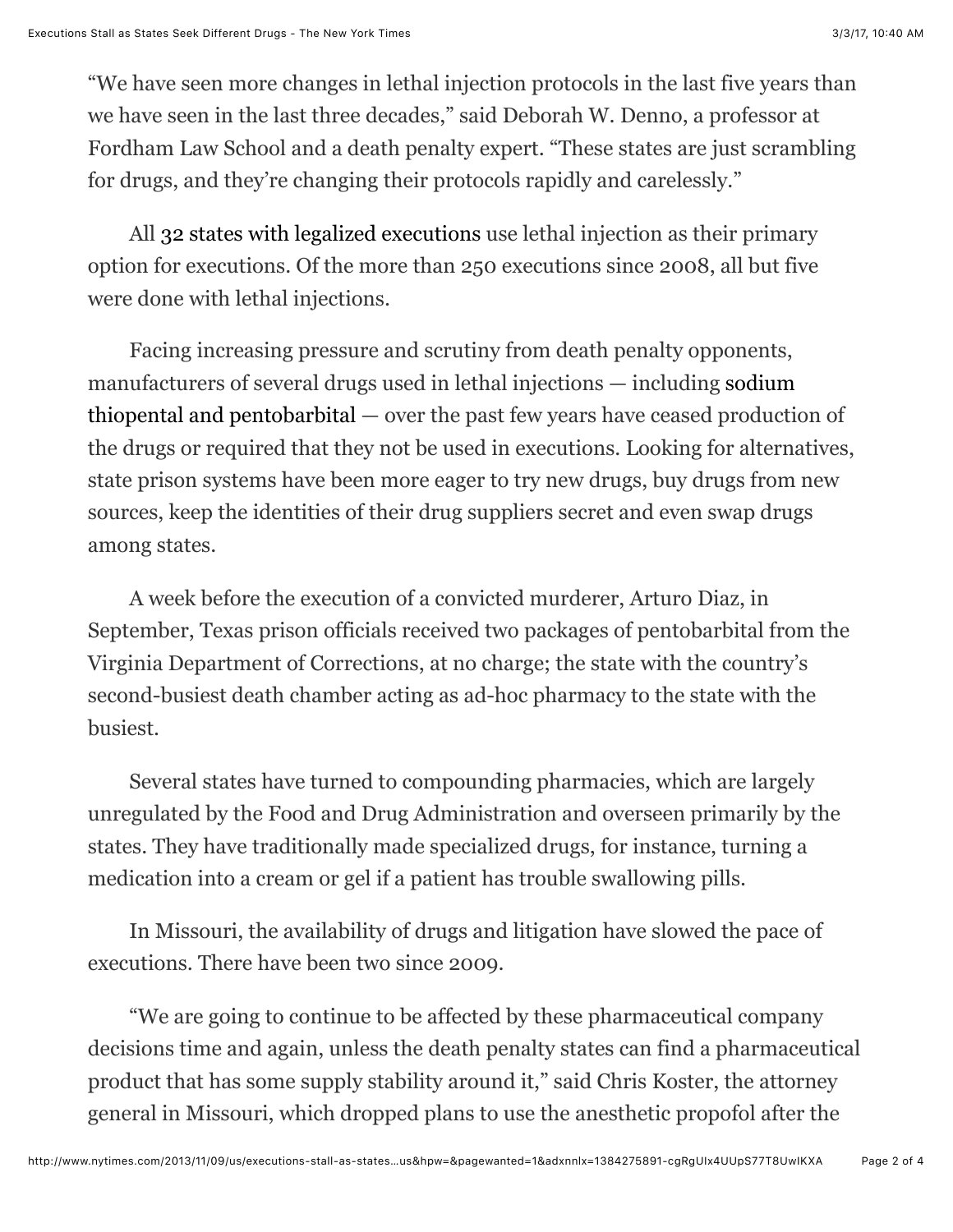“We have seen more changes in lethal injection protocols in the last five years than we have seen in the last three decades,” said Deborah W. Denno, a professor at Fordham Law School and a death penalty expert. “These states are just scrambling for drugs, and they’re changing their protocols rapidly and carelessly.”

All 32 states with legalized executions use lethal injection as their primary option for executions. Of the more than 250 executions since 2008, all but five were done with lethal injections.

Facing increasing pressure and scrutiny from death penalty opponents, manufacturers of several drugs used in lethal injections — including sodium thiopental and pentobarbital — over the past few years have ceased production of the drugs or required that they not be used in executions. Looking for alternatives, state prison systems have been more eager to try new drugs, buy drugs from new sources, keep the identities of their drug suppliers secret and even swap drugs among states.

A week before the execution of a convicted murderer, Arturo Diaz, in September, Texas prison officials received two packages of pentobarbital from the Virginia Department of Corrections, at no charge; the state with the country’s second-busiest death chamber acting as ad-hoc pharmacy to the state with the busiest.

Several states have turned to compounding pharmacies, which are largely unregulated by the Food and Drug Administration and overseen primarily by the states. They have traditionally made specialized drugs, for instance, turning a medication into a cream or gel if a patient has trouble swallowing pills.

In Missouri, the availability of drugs and litigation have slowed the pace of executions. There have been two since 2009.

“We are going to continue to be affected by these pharmaceutical company decisions time and again, unless the death penalty states can find a pharmaceutical product that has some supply stability around it,” said Chris Koster, the attorney general in Missouri, which dropped plans to use the anesthetic propofol after the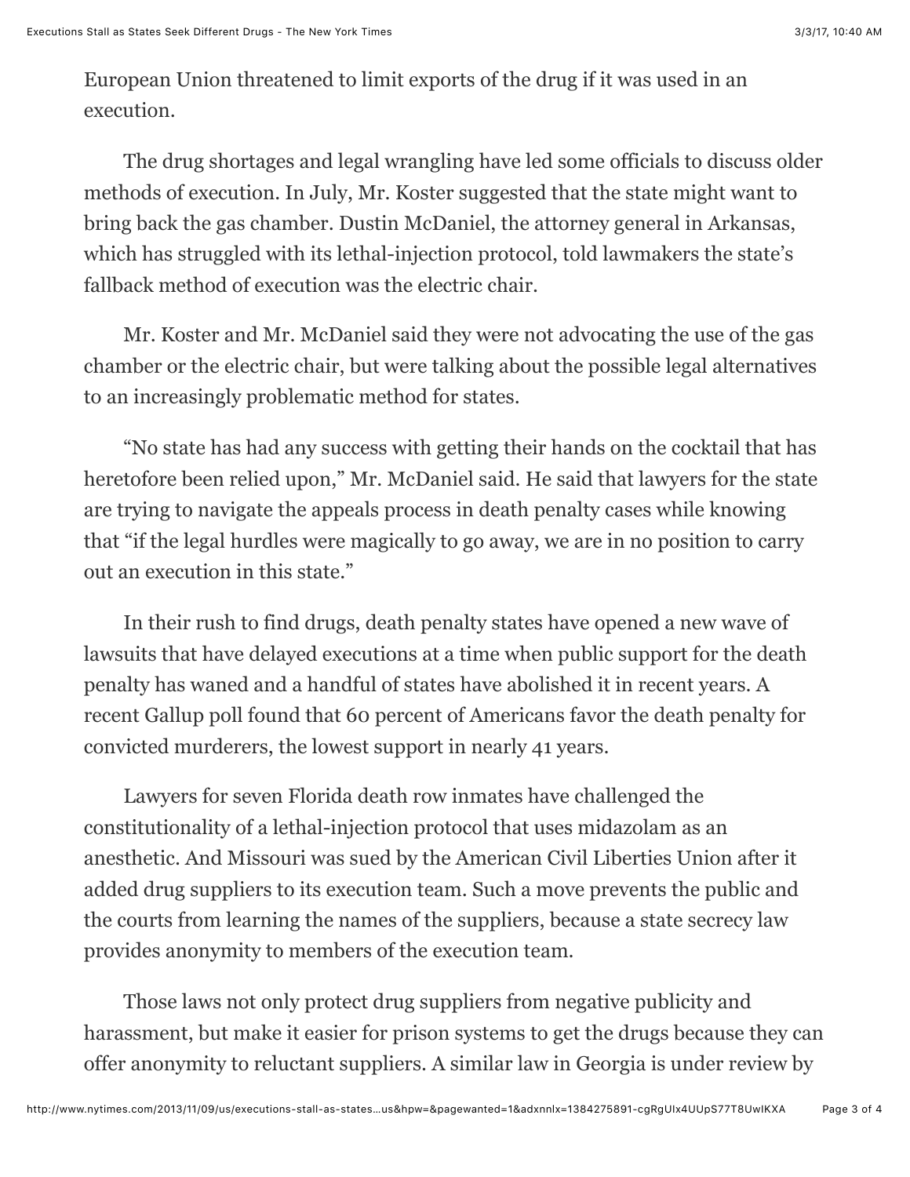European Union threatened to limit exports of the drug if it was used in an execution.

The drug shortages and legal wrangling have led some officials to discuss older methods of execution. In July, Mr. Koster suggested that the state might want to bring back the gas chamber. Dustin McDaniel, the attorney general in Arkansas, which has struggled with its lethal-injection protocol, told lawmakers the state's fallback method of execution was the electric chair.

Mr. Koster and Mr. McDaniel said they were not advocating the use of the gas chamber or the electric chair, but were talking about the possible legal alternatives to an increasingly problematic method for states.

"No state has had any success with getting their hands on the cocktail that has heretofore been relied upon," Mr. McDaniel said. He said that lawyers for the state are trying to navigate the appeals process in death penalty cases while knowing that "if the legal hurdles were magically to go away, we are in no position to carry out an execution in this state."

In their rush to find drugs, death penalty states have opened a new wave of lawsuits that have delayed executions at a time when public support for the death penalty has waned and a handful of states have abolished it in recent years. A recent Gallup poll found that 60 percent of Americans favor the death penalty for convicted murderers, the lowest support in nearly 41 years.

Lawyers for seven Florida death row inmates have challenged the constitutionality of a lethal-injection protocol that uses midazolam as an anesthetic. And Missouri was sued by the American Civil Liberties Union after it added drug suppliers to its execution team. Such a move prevents the public and the courts from learning the names of the suppliers, because a state secrecy law provides anonymity to members of the execution team.

Those laws not only protect drug suppliers from negative publicity and harassment, but make it easier for prison systems to get the drugs because they can offer anonymity to reluctant suppliers. A similar law in Georgia is under review by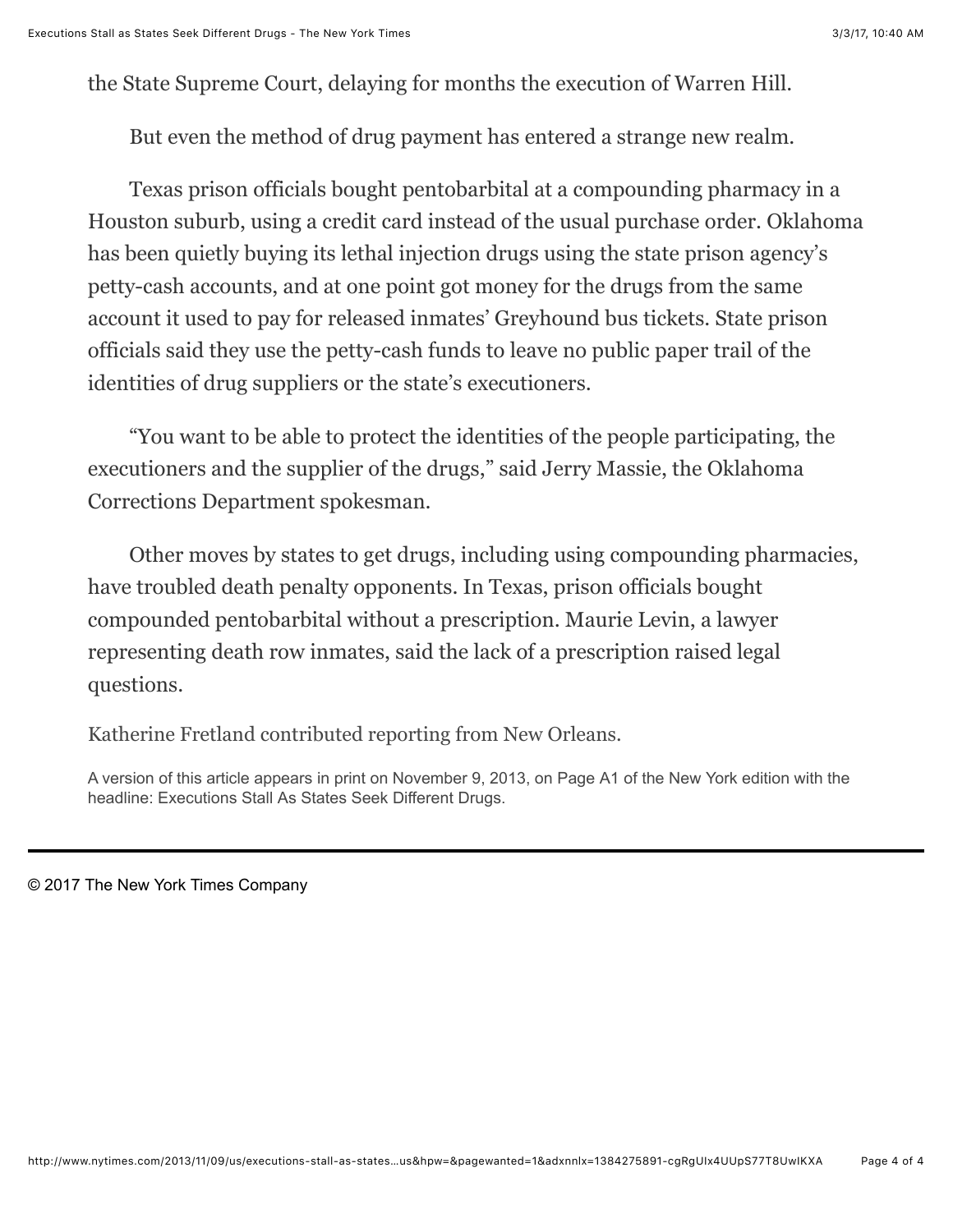the State Supreme Court, delaying for months the execution of Warren Hill.

But even the method of drug payment has entered a strange new realm.

Texas prison officials bought pentobarbital at a compounding pharmacy in a Houston suburb, using a credit card instead of the usual purchase order. Oklahoma has been quietly buying its lethal injection drugs using the state prison agency's petty-cash accounts, and at one point got money for the drugs from the same account it used to pay for released inmates' Greyhound bus tickets. State prison officials said they use the petty-cash funds to leave no public paper trail of the identities of drug suppliers or the state's executioners.

"You want to be able to protect the identities of the people participating, the executioners and the supplier of the drugs," said Jerry Massie, the Oklahoma Corrections Department spokesman.

Other moves by states to get drugs, including using compounding pharmacies, have troubled death penalty opponents. In Texas, prison officials bought compounded pentobarbital without a prescription. Maurie Levin, a lawyer representing death row inmates, said the lack of a prescription raised legal questions.

Katherine Fretland contributed reporting from New Orleans.

A version of this article appears in print on November 9, 2013, on Page A1 of the New York edition with the headline: Executions Stall As States Seek Different Drugs.

© 2017 The New York Times Company